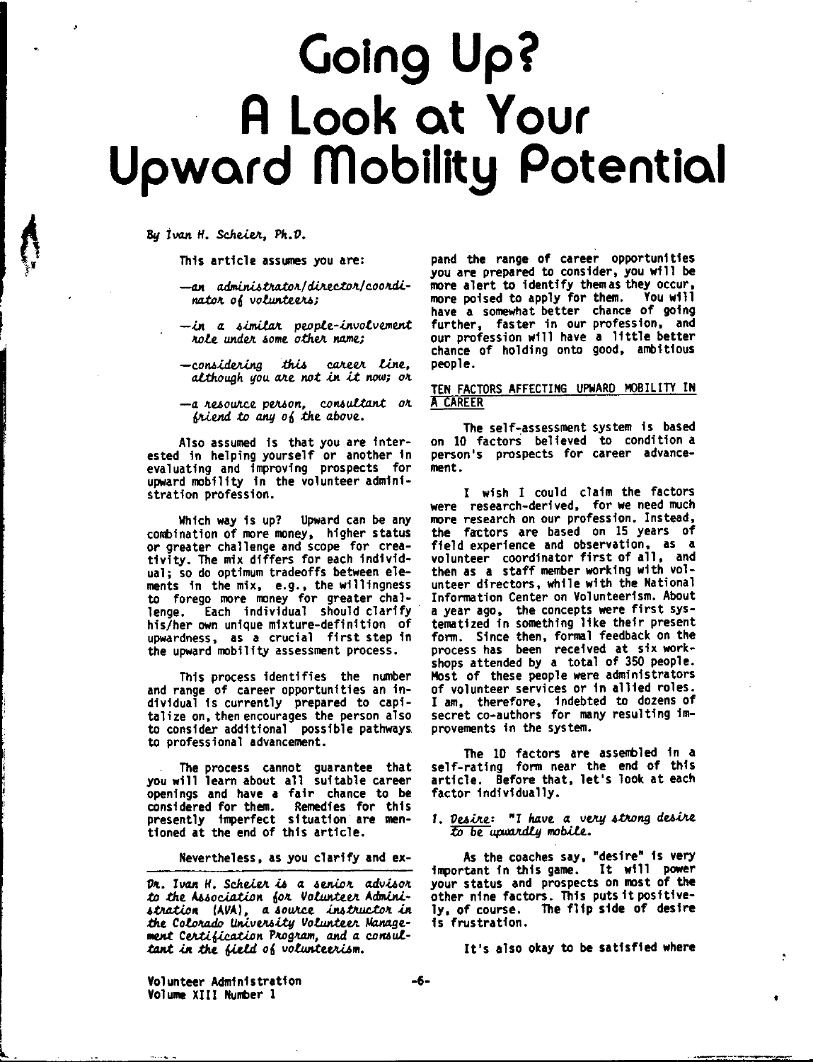# Going Up? A Look at Your Upward Mobility Potential

*By Ivan H. Scheier, Ph.D.*

This article assumes you are:

- —*an administrator/director/coordinator of volunteers;*
- —*in a similar people-involvement role under some other name;*
- —*considering this career line, although you are not in it now; or*
- —*a resource person, consultant or friend to any of the above.*

Also assumed is that you are interested in helping yourself or another in evaluating and improving prospects for upward mobility in the volunteer administration profession.

Which way is up? Upward can be any combination of more money, higher status or greater challenge and scope for creativity. The mix differs for each individual; so do optimum tradeoffs between elements in the mix, e.g., the willingness to forego more money for greater challenge. Each individual should clarify his/her own unique mixture-definition of upwardness, as a crucial first step in the upward mobility assessment process.

This process identifies the number and range of career opportunities an individual is currently prepared to capitalize on, then encourages the person also to consider additional possible pathways to professional advancement.

The process cannot guarantee that you will learn about all suitable career openings and have a fair chance to be considered for them. Remedies for this presently imperfect situation are mentioned at the end of this article.

Nevertheless, as you clarify and expand the range of career opportunities you are prepared to consider, you will be more alert to identify them as they occur, more poised to apply for them. You will have a somewhat better chance of going further, faster in our profession, and our profession will have a little better chance of holding onto good, ambitious people.

## TEN FACTORS AFFECTING UPWARD MOBILITY IN A CAREER

The self-assessment system is based on 10 factors believed to condition a person's prospects for career advancement.

I wish I could claim the factors were research-derived, for we need much more research on our profession. Instead, the factors are based on 15 years of field experience and observation, as a volunteer coordinator first of all, and then as a staff member working with volunteer directors, while with the National Information Center on Volunteerism. About a year ago, the concepts were first systematized in something like their present form. Since then, formal feedback on the process has been received at six workshops attended by a total of 350 people. Most of these people were administrators of volunteer services or in allied roles. I am, therefore, indebted to dozens of secret co-authors for many resulting improvements in the system.

The 10 factors are assembled in a self-rating form near the end of this article. Before that, let's look at each factor individually.

*1. Desire: "I have a very strong desire to be upwardly mobile.*

As the coaches say, "desire" is very important in this game. It will power your status and prospects on most of the other nine factors. This puts it positively, of course. The flip side of desire is frustration.

It's also okay to be satisfied where

---

*Dr. Ivan H. Scheier is a senior advisor to the Association for Volunteer Administration (AVA), a source instructor in the Colorado University Volunteer Management Certification Program, and a consultant in the field of volunteerism.*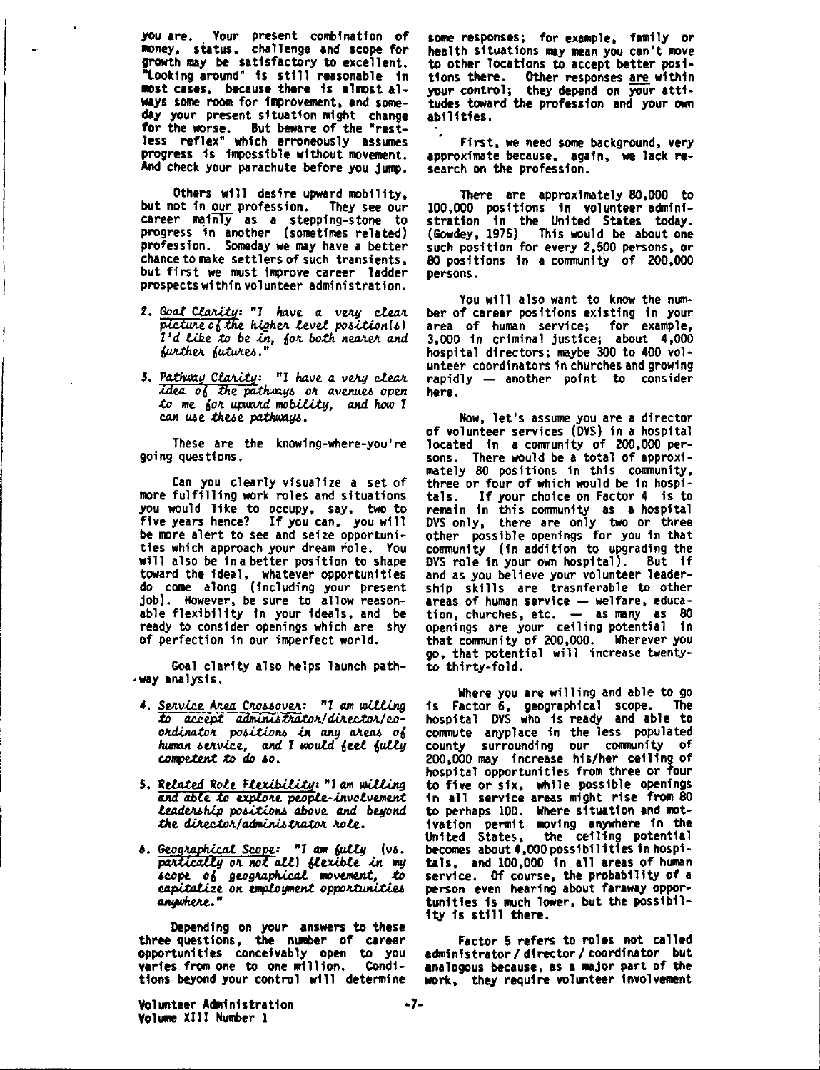you are. Your present combination of money, status, challenge and scope for growth may be satisfactory to excellent. "Looking around" is still reasonable in most cases, because there is almost always some room for improvement, and someday your present situation might change for the worse. But beware of the "restless reflex" which erroneously assumes progress is impossible without movement. And check your parachute before you jump.

Others will desire upward mobility, but not in our profession. They see our career mainly as a stepping-stone to progress in another (sometimes related) profession. Someday we may have a better chance to make settlers of such transients, but first we must improve career ladder prospects within volunteer administration.

2. *Goal Clarity*: *"I have a very clear picture of the higher level position(s) I'd like to be in, for both nearer and further futures."*

3. *Pathway Clarity*: *"I have a very clear idea of the pathways or avenues open to me for upward mobility, and how I can use these pathways.*

These are the knowing-where-you're going questions.

Can you clearly visualize a set of more fulfilling work roles and situations you would like to occupy, say, two to five years hence? If you can, you will be more alert to see and seize opportunities which approach your dream role. You will also be in a better position to shape toward the ideal, whatever opportunities do come along (including your present job). However, be sure to allow reasonable flexibility in your ideals, and be ready to consider openings which are shy of perfection in our imperfect world.

Goal clarity also helps launch pathway analysis.

4. *Service Area Crossover*: *"I am willing to accept administrator/director/coordinator positions in any areas of human service, and I would feel fully competent to do so.*

5. *Related Role Flexibility*: *"I am willing and able to explore people-involvement leadership positions above and beyond the director/administrator role.*

6. *Geographical Scope*: *"I am fully (vs. partically or not all) flexible in my scope of geographical movement, to capitalize on employment opportunities anywhere."*

Depending on your answers to these three questions, the number of career opportunities conceivably open to you varies from one to one million. Conditions beyond your control will determine some responses; for example, family or health situations may mean you can't move to other locations to accept better positions there. Other responses are within your control; they depend on your attitudes toward the profession and your own abilities.

First, we need some background, very approximate because, again, we lack research on the profession.

There are approximately 80,000 to 100,000 positions in volunteer administration in the United States today. (Gowdey, 1975) This would be about one such position for every 2,500 persons, or 80 positions in a community of 200,000 persons.

You will also want to know the number of career positions existing in your area of human service; for example, 3,000 in criminal justice; about 4,000 hospital directors; maybe 300 to 400 volunteer coordinators in churches and growing rapidly — another point to consider here.

Now, let's assume you are a director of volunteer services (DVS) in a hospital located in a community of 200,000 persons. There would be a total of approximately 80 positions in this community, three or four of which would be in hospitals. If your choice on Factor 4 is to remain in this community as a hospital DVS only, there are only two or three other possible openings for you in that community (in addition to upgrading the DVS role in your own hospital). But if and as you believe your volunteer leadership skills are trasnferable to other areas of human service — welfare, education, churches, etc. — as many as 80 openings are your ceiling potential in that community of 200,000. Wherever you go, that potential will increase twenty-to thirty-fold.

Where you are willing and able to go is Factor 6, geographical scope. The hospital DVS who is ready and able to commute anyplace in the less populated county surrounding our community of 200,000 may increase his/her ceiling of hospital opportunities from three or four to five or six, while possible openings in all service areas might rise from 80 to perhaps 100. Where situation and motivation permit moving anywhere in the United States, the ceiling potential becomes about 4,000 possibilities in hospitals, and 100,000 in all areas of human service. Of course, the probability of a person even hearing about faraway opportunities is much lower, but the possibility is still there.

Factor 5 refers to roles not called administrator / director / coordinator but analogous because, as a major part of the work, they require volunteer involvement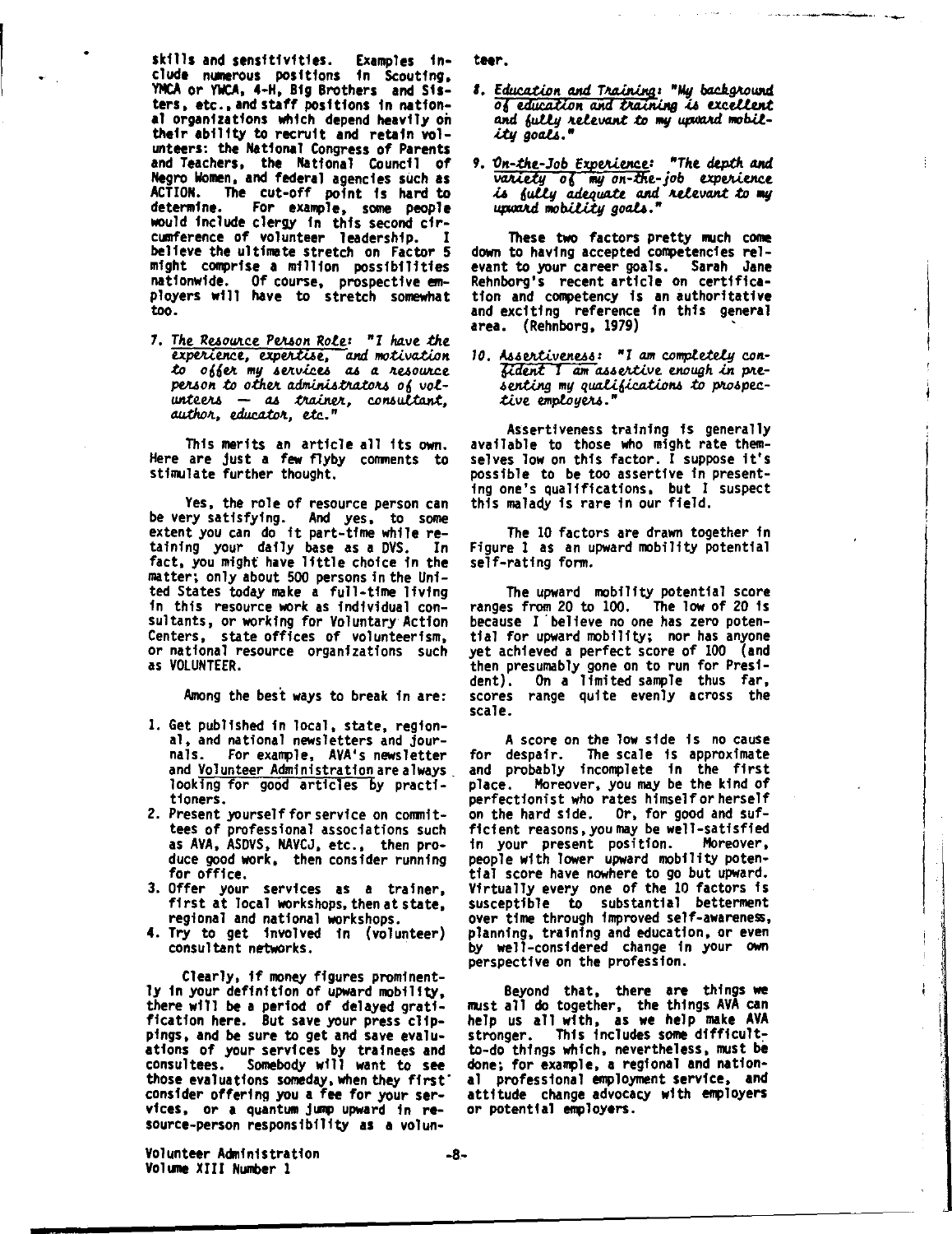skills and sensitivities. Examples include numerous positions in Scouting, YMCA or YWCA, 4-H, Big Brothers and Sisters, etc., and staff positions in national organizations which depend heavily on their ability to recruit and retain volunteers: the National Congress of Parents and Teachers, the National Council of Negro Women, and federal agencies such as ACTION. The cut-off point is hard to determine. For example, some people would include clergy in this second circumference of volunteer leadership. I believe the ultimate stretch on Factor 5 might comprise a million possibilities nationwide. Of course, prospective employers will have to stretch somewhat too.

7. The Resource Person Role: *"I have the experience, expertise, and motivation to offer my services as a resource person to other administrators of volunteers — as trainer, consultant, author, educator, etc."*

This merits an article all its own. Here are just a few flyby comments to stimulate further thought.

Yes, the role of resource person can be very satisfying. And yes, to some extent you can do it part-time while retaining your daily base as a DVS. In fact, you might have little choice in the matter; only about 500 persons in the United States today make a full-time living in this resource work as individual consultants, or working for Voluntary Action Centers, state offices of volunteerism, or national resource organizations such as VOLUNTEER.

Among the best ways to break in are:

1. Get published in local, state, regional, and national newsletters and journals. For example, AVA's newsletter and Volunteer Administration are always looking for good articles by practitioners.
2. Present yourself for service on committees of professional associations such as AVA, ASDVS, NAVCJ, etc., then produce good work, then consider running for office.
3. Offer your services as a trainer, first at local workshops, then at state, regional and national workshops.
4. Try to get involved in (volunteer) consultant networks.

Clearly, if money figures prominently in your definition of upward mobility, there will be a period of delayed gratification here. But save your press clippings, and be sure to get and save evaluations of your services by trainees and consultees. Somebody will want to see those evaluations someday, when they first consider offering you a fee for your services, or a quantum jump upward in resource-person responsibility as a volunteer.

8. Education and Training: *"My background of education and training is excellent and fully relevant to my upward mobility goals."*

9. On-the-Job Experience: *"The depth and variety of my on-the-job experience is fully adequate and relevant to my upward mobility goals."*

These two factors pretty much come down to having accepted competencies relevant to your career goals. Sarah Jane Rehnborg's recent article on certification and competency is an authoritative and exciting reference in this general area. (Rehnborg, 1979)

10. Assertiveness: *"I am completely confident I am assertive enough in presenting my qualifications to prospective employers."*

Assertiveness training is generally available to those who might rate themselves low on this factor. I suppose it's possible to be too assertive in presenting one's qualifications, but I suspect this malady is rare in our field.

The 10 factors are drawn together in Figure 1 as an upward mobility potential self-rating form.

The upward mobility potential score ranges from 20 to 100. The low of 20 is because I believe no one has zero potential for upward mobility; nor has anyone yet achieved a perfect score of 100 (and then presumably gone on to run for President). On a limited sample thus far, scores range quite evenly across the scale.

A score on the low side is no cause for despair. The scale is approximate and probably incomplete in the first place. Moreover, you may be the kind of perfectionist who rates himself or herself on the hard side. Or, for good and sufficient reasons, you may be well-satisfied in your present position. Moreover, people with lower upward mobility potential score have nowhere to go but upward. Virtually every one of the 10 factors is susceptible to substantial betterment over time through improved self-awareness, planning, training and education, or even by well-considered change in your own perspective on the profession.

Beyond that, there are things we must all do together, the things AVA can help us all with, as we help make AVA stronger. This includes some difficult-to-do things which, nevertheless, must be done; for example, a regional and national professional employment service, and attitude change advocacy with employers or potential employers.